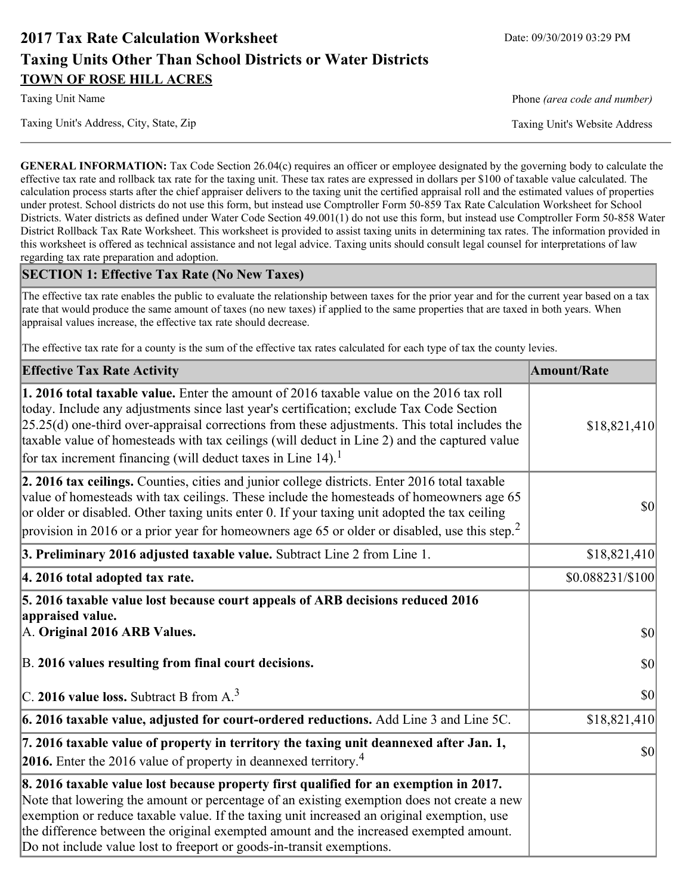# 2017 Tax Rate Calculation Worksheet

Date: 09/30/2019 03:29 PM

## Taxing Units Other Than School Districts or Water Districts

**TOWN OF ROSE HILL ACRES**

Taxing Unit Name

Phone *(area code and number)*

Taxing Unit's Address, City, State, Zip

Taxing Unit's Website Address

---

**GENERAL INFORMATION:** Tax Code Section 26.04(c) requires an officer or employee designated by the governing body to calculate the effective tax rate and rollback tax rate for the taxing unit. These tax rates are expressed in dollars per $100 of taxable value calculated. The calculation process starts after the chief appraiser delivers to the taxing unit the certified appraisal roll and the estimated values of properties under protest. School districts do not use this form, but instead use Comptroller Form 50-859 Tax Rate Calculation Worksheet for School Districts. Water districts as defined under Water Code Section 49.001(1) do not use this form, but instead use Comptroller Form 50-858 Water District Rollback Tax Rate Worksheet. This worksheet is provided to assist taxing units in determining tax rates. The information provided in this worksheet is offered as technical assistance and not legal advice. Taxing units should consult legal counsel for interpretations of law regarding tax rate preparation and adoption.

### SECTION 1: Effective Tax Rate (No New Taxes)

The effective tax rate enables the public to evaluate the relationship between taxes for the prior year and for the current year based on a tax rate that would produce the same amount of taxes (no new taxes) if applied to the same properties that are taxed in both years. When appraisal values increase, the effective tax rate should decrease.

The effective tax rate for a county is the sum of the effective tax rates calculated for each type of tax the county levies.

| Effective Tax Rate Activity | Amount/Rate |
|---|---|
| **1. 2016 total taxable value.** Enter the amount of 2016 taxable value on the 2016 tax roll today. Include any adjustments since last year's certification; exclude Tax Code Section 25.25(d) one-third over-appraisal corrections from these adjustments. This total includes the taxable value of homesteads with tax ceilings (will deduct in Line 2) and the captured value for tax increment financing (will deduct taxes in Line 14).[1] | $18,821,410 |
| **2. 2016 tax ceilings.** Counties, cities and junior college districts. Enter 2016 total taxable value of homesteads with tax ceilings. These include the homesteads of homeowners age 65 or older or disabled. Other taxing units enter 0. If your taxing unit adopted the tax ceiling provision in 2016 or a prior year for homeowners age 65 or older or disabled, use this step.[2] | $0 |
| **3. Preliminary 2016 adjusted taxable value.** Subtract Line 2 from Line 1. | $18,821,410 |
| **4. 2016 total adopted tax rate.** | $0.088231/$100 |
| **5. 2016 taxable value lost because court appeals of ARB decisions reduced 2016 appraised value.** | |
| A. **Original 2016 ARB Values.** | $0 |
| B. **2016 values resulting from final court decisions.** | $0 |
| C. **2016 value loss.** Subtract B from A.[3] | $0 |
| **6. 2016 taxable value, adjusted for court-ordered reductions.** Add Line 3 and Line 5C. | $18,821,410 |
| **7. 2016 taxable value of property in territory the taxing unit deannexed after Jan. 1, 2016.** Enter the 2016 value of property in deannexed territory.[4] | $0 |
| **8. 2016 taxable value lost because property first qualified for an exemption in 2017.** Note that lowering the amount or percentage of an existing exemption does not create a new exemption or reduce taxable value. If the taxing unit increased an original exemption, use the difference between the original exempted amount and the increased exempted amount. Do not include value lost to freeport or goods-in-transit exemptions. | |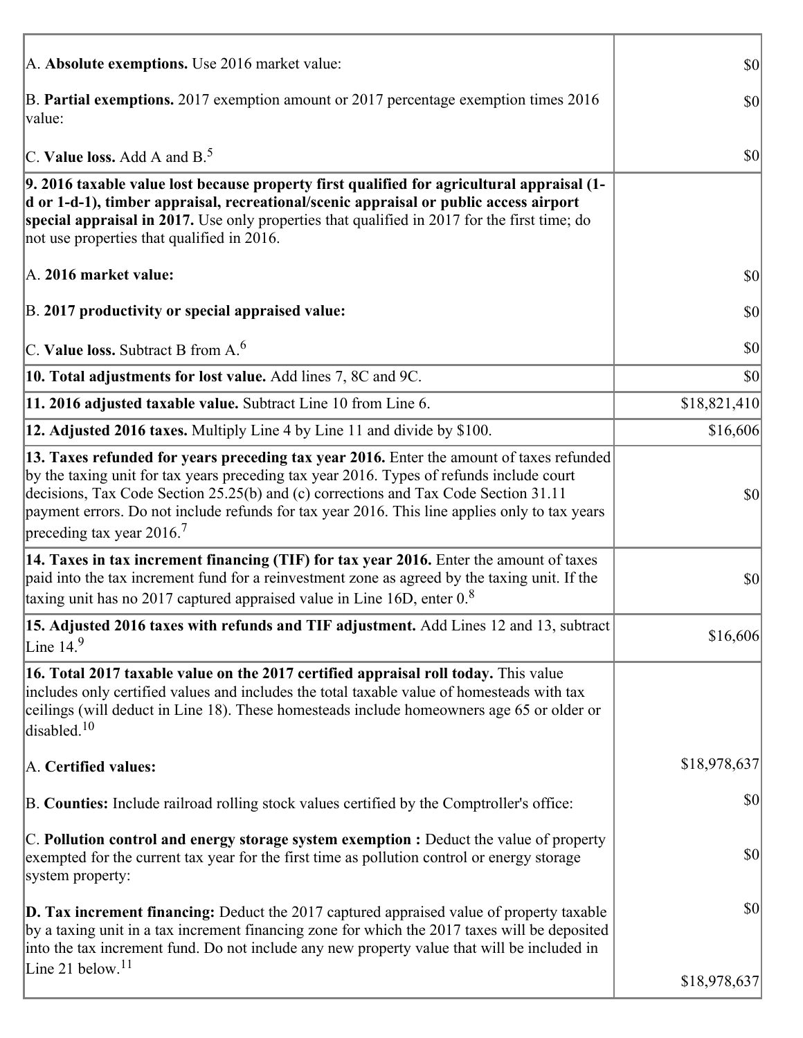| | |
|---|---|
| A. **Absolute exemptions.** Use 2016 market value: | $0 |
| B. **Partial exemptions.** 2017 exemption amount or 2017 percentage exemption times 2016 value: | $0 |
| C. **Value loss.** Add A and B.[5] | $0 |
| **9. 2016 taxable value lost because property first qualified for agricultural appraisal (1-d or 1-d-1), timber appraisal, recreational/scenic appraisal or public access airport special appraisal in 2017.** Use only properties that qualified in 2017 for the first time; do not use properties that qualified in 2016.<br><br>A. **2016 market value:** | $0 |
| B. **2017 productivity or special appraised value:** | $0 |
| C. **Value loss.** Subtract B from A.[6] | $0 |
| **10. Total adjustments for lost value.** Add lines 7, 8C and 9C. | $0 |
| **11. 2016 adjusted taxable value.** Subtract Line 10 from Line 6. | $18,821,410 |
| **12. Adjusted 2016 taxes.** Multiply Line 4 by Line 11 and divide by $100. | $16,606 |
| **13. Taxes refunded for years preceding tax year 2016.** Enter the amount of taxes refunded by the taxing unit for tax years preceding tax year 2016. Types of refunds include court decisions, Tax Code Section 25.25(b) and (c) corrections and Tax Code Section 31.11 payment errors. Do not include refunds for tax year 2016. This line applies only to tax years preceding tax year 2016.[7] | $0 |
| **14. Taxes in tax increment financing (TIF) for tax year 2016.** Enter the amount of taxes paid into the tax increment fund for a reinvestment zone as agreed by the taxing unit. If the taxing unit has no 2017 captured appraised value in Line 16D, enter 0.[8] | $0 |
| **15. Adjusted 2016 taxes with refunds and TIF adjustment.** Add Lines 12 and 13, subtract Line 14.[9] | $16,606 |
| **16. Total 2017 taxable value on the 2017 certified appraisal roll today.** This value includes only certified values and includes the total taxable value of homesteads with tax ceilings (will deduct in Line 18). These homesteads include homeowners age 65 or older or disabled.[10]<br><br>A. **Certified values:** | $18,978,637 |
| B. **Counties:** Include railroad rolling stock values certified by the Comptroller's office: | $0 |
| C. **Pollution control and energy storage system exemption :** Deduct the value of property exempted for the current tax year for the first time as pollution control or energy storage system property: | $0 |
| **D. Tax increment financing:** Deduct the 2017 captured appraised value of property taxable by a taxing unit in a tax increment financing zone for which the 2017 taxes will be deposited into the tax increment fund. Do not include any new property value that will be included in Line 21 below.[11] | $0<br><br>$18,978,637 |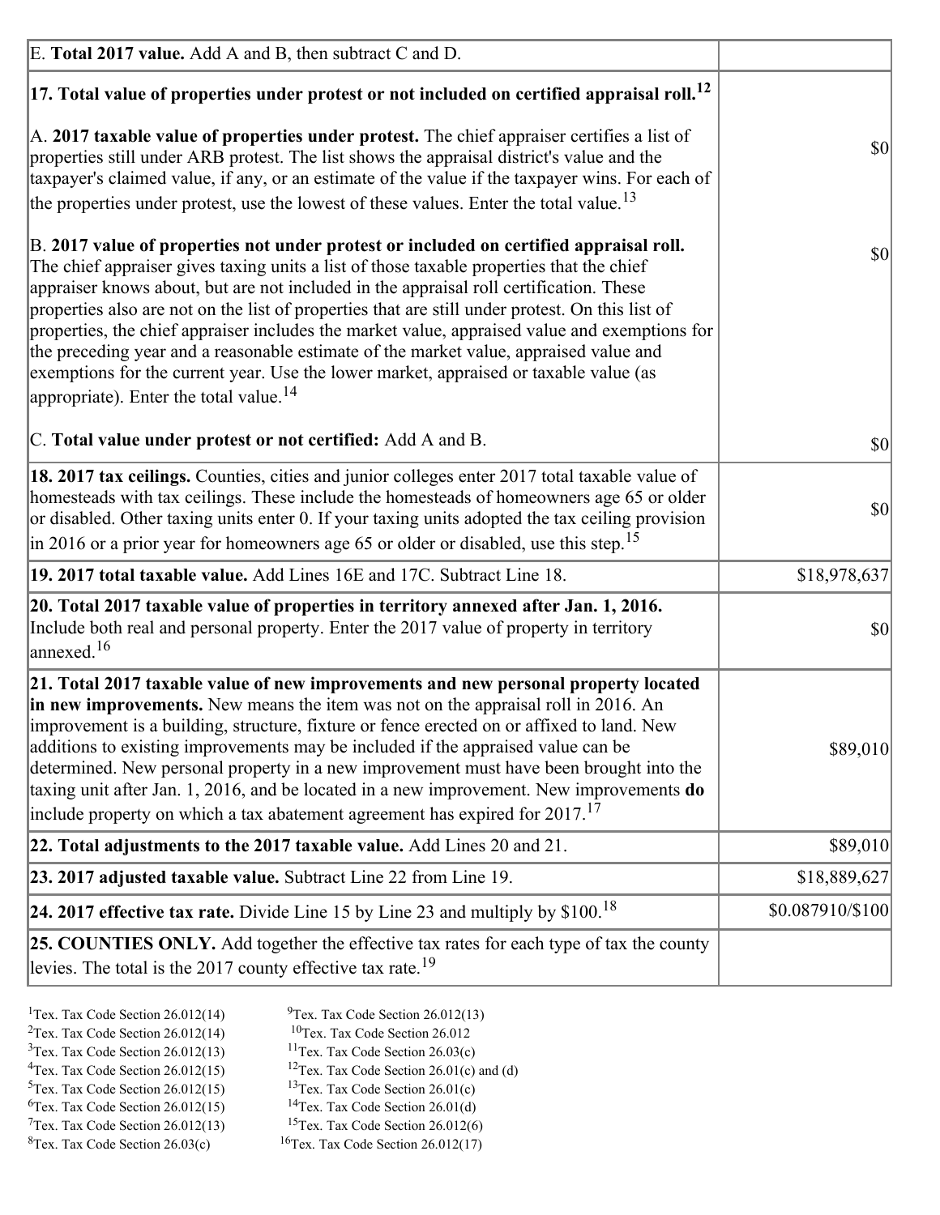| | |
|---|---|
| E. **Total 2017 value.** Add A and B, then subtract C and D. | |
| **17. Total value of properties under protest or not included on certified appraisal roll.**[12] | |
| A. **2017 taxable value of properties under protest.** The chief appraiser certifies a list of properties still under ARB protest. The list shows the appraisal district's value and the taxpayer's claimed value, if any, or an estimate of the value if the taxpayer wins. For each of the properties under protest, use the lowest of these values. Enter the total value.[13] | $0 |
| B. **2017 value of properties not under protest or included on certified appraisal roll.** The chief appraiser gives taxing units a list of those taxable properties that the chief appraiser knows about, but are not included in the appraisal roll certification. These properties also are not on the list of properties that are still under protest. On this list of properties, the chief appraiser includes the market value, appraised value and exemptions for the preceding year and a reasonable estimate of the market value, appraised value and exemptions for the current year. Use the lower market, appraised or taxable value (as appropriate). Enter the total value.[14] | $0 |
| C. **Total value under protest or not certified:** Add A and B. | $0 |
| **18. 2017 tax ceilings.** Counties, cities and junior colleges enter 2017 total taxable value of homesteads with tax ceilings. These include the homesteads of homeowners age 65 or older or disabled. Other taxing units enter 0. If your taxing units adopted the tax ceiling provision in 2016 or a prior year for homeowners age 65 or older or disabled, use this step.[15] | $0 |
| **19. 2017 total taxable value.** Add Lines 16E and 17C. Subtract Line 18. | $18,978,637 |
| **20. Total 2017 taxable value of properties in territory annexed after Jan. 1, 2016.** Include both real and personal property. Enter the 2017 value of property in territory annexed.[16] | $0 |
| **21. Total 2017 taxable value of new improvements and new personal property located in new improvements.** New means the item was not on the appraisal roll in 2016. An improvement is a building, structure, fixture or fence erected on or affixed to land. New additions to existing improvements may be included if the appraised value can be determined. New personal property in a new improvement must have been brought into the taxing unit after Jan. 1, 2016, and be located in a new improvement. New improvements **do** include property on which a tax abatement agreement has expired for 2017.[17] | $89,010 |
| **22. Total adjustments to the 2017 taxable value.** Add Lines 20 and 21. | $89,010 |
| **23. 2017 adjusted taxable value.** Subtract Line 22 from Line 19. | $18,889,627 |
| **24. 2017 effective tax rate.** Divide Line 15 by Line 23 and multiply by $100.[18] | $0.087910/$100 |
| **25. COUNTIES ONLY.** Add together the effective tax rates for each type of tax the county levies. The total is the 2017 county effective tax rate.[19] | |

[1]Tex. Tax Code Section 26.012(14)
[2]Tex. Tax Code Section 26.012(14)
[3]Tex. Tax Code Section 26.012(13)
[4]Tex. Tax Code Section 26.012(15)
[5]Tex. Tax Code Section 26.012(15)
[6]Tex. Tax Code Section 26.012(15)
[7]Tex. Tax Code Section 26.012(13)
[8]Tex. Tax Code Section 26.03(c)
[9]Tex. Tax Code Section 26.012(13)
[10]Tex. Tax Code Section 26.012
[11]Tex. Tax Code Section 26.03(c)
[12]Tex. Tax Code Section 26.01(c) and (d)
[13]Tex. Tax Code Section 26.01(c)
[14]Tex. Tax Code Section 26.01(d)
[15]Tex. Tax Code Section 26.012(6)
[16]Tex. Tax Code Section 26.012(17)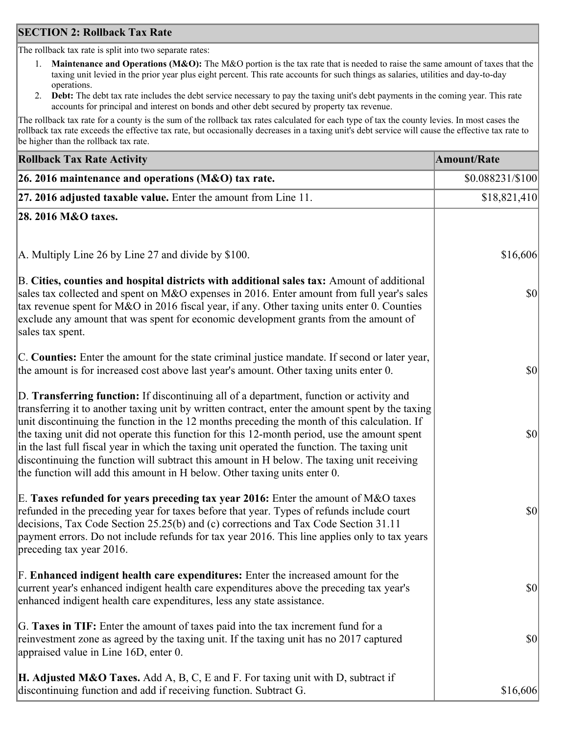## SECTION 2: Rollback Tax Rate

The rollback tax rate is split into two separate rates:

1. **Maintenance and Operations (M&O):** The M&O portion is the tax rate that is needed to raise the same amount of taxes that the taxing unit levied in the prior year plus eight percent. This rate accounts for such things as salaries, utilities and day-to-day operations.
2. **Debt:** The debt tax rate includes the debt service necessary to pay the taxing unit's debt payments in the coming year. This rate accounts for principal and interest on bonds and other debt secured by property tax revenue.

The rollback tax rate for a county is the sum of the rollback tax rates calculated for each type of tax the county levies. In most cases the rollback tax rate exceeds the effective tax rate, but occasionally decreases in a taxing unit's debt service will cause the effective tax rate to be higher than the rollback tax rate.

| Rollback Tax Rate Activity | Amount/Rate |
|---|---|
| **26. 2016 maintenance and operations (M&O) tax rate.** | $0.088231/$100 |
| **27. 2016 adjusted taxable value.** Enter the amount from Line 11. | $18,821,410 |
| **28. 2016 M&O taxes.** | |
| A. Multiply Line 26 by Line 27 and divide by $100. | $16,606 |
| B. **Cities, counties and hospital districts with additional sales tax:** Amount of additional sales tax collected and spent on M&O expenses in 2016. Enter amount from full year's sales tax revenue spent for M&O in 2016 fiscal year, if any. Other taxing units enter 0. Counties exclude any amount that was spent for economic development grants from the amount of sales tax spent. | $0 |
| C. **Counties:** Enter the amount for the state criminal justice mandate. If second or later year, the amount is for increased cost above last year's amount. Other taxing units enter 0. | $0 |
| D. **Transferring function:** If discontinuing all of a department, function or activity and transferring it to another taxing unit by written contract, enter the amount spent by the taxing unit discontinuing the function in the 12 months preceding the month of this calculation. If the taxing unit did not operate this function for this 12-month period, use the amount spent in the last full fiscal year in which the taxing unit operated the function. The taxing unit discontinuing the function will subtract this amount in H below. The taxing unit receiving the function will add this amount in H below. Other taxing units enter 0. | $0 |
| E. **Taxes refunded for years preceding tax year 2016:** Enter the amount of M&O taxes refunded in the preceding year for taxes before that year. Types of refunds include court decisions, Tax Code Section 25.25(b) and (c) corrections and Tax Code Section 31.11 payment errors. Do not include refunds for tax year 2016. This line applies only to tax years preceding tax year 2016. | $0 |
| F. **Enhanced indigent health care expenditures:** Enter the increased amount for the current year's enhanced indigent health care expenditures above the preceding tax year's enhanced indigent health care expenditures, less any state assistance. | $0 |
| G. **Taxes in TIF:** Enter the amount of taxes paid into the tax increment fund for a reinvestment zone as agreed by the taxing unit. If the taxing unit has no 2017 captured appraised value in Line 16D, enter 0. | $0 |
| **H. Adjusted M&O Taxes.** Add A, B, C, E and F. For taxing unit with D, subtract if discontinuing function and add if receiving function. Subtract G. | $16,606 |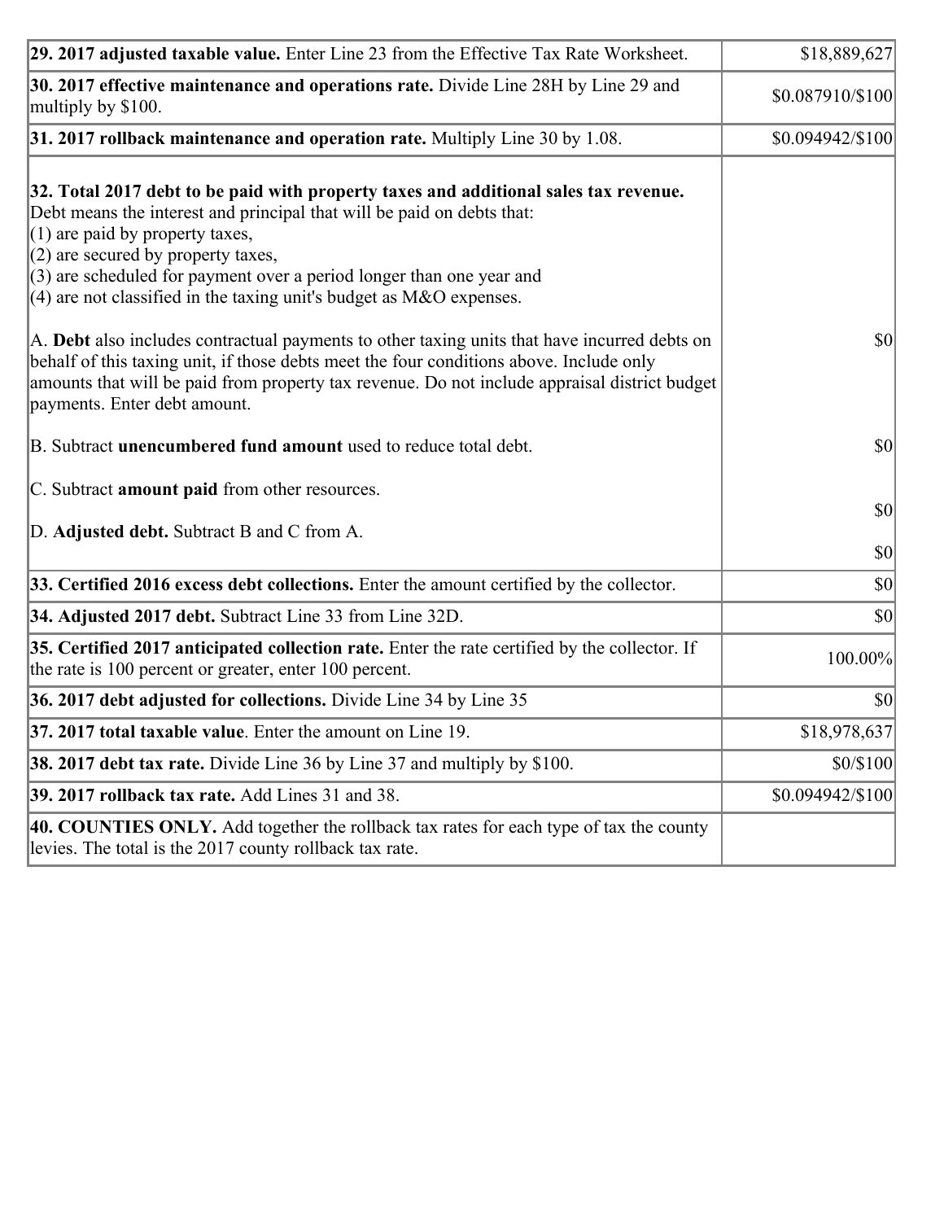| | |
|---|---|
| **29. 2017 adjusted taxable value.** Enter Line 23 from the Effective Tax Rate Worksheet. | $18,889,627 |
| **30. 2017 effective maintenance and operations rate.** Divide Line 28H by Line 29 and multiply by $100. | $0.087910/$100 |
| **31. 2017 rollback maintenance and operation rate.** Multiply Line 30 by 1.08. | $0.094942/$100 |
| **32. Total 2017 debt to be paid with property taxes and additional sales tax revenue.** Debt means the interest and principal that will be paid on debts that:<br>(1) are paid by property taxes,<br>(2) are secured by property taxes,<br>(3) are scheduled for payment over a period longer than one year and<br>(4) are not classified in the taxing unit's budget as M&O expenses.<br><br>A. **Debt** also includes contractual payments to other taxing units that have incurred debts on behalf of this taxing unit, if those debts meet the four conditions above. Include only amounts that will be paid from property tax revenue. Do not include appraisal district budget payments. Enter debt amount.<br><br>B. Subtract **unencumbered fund amount** used to reduce total debt.<br><br>C. Subtract **amount paid** from other resources.<br><br>D. **Adjusted debt.** Subtract B and C from A. | $0<br><br>$0<br><br>$0<br><br>$0 |
| **33. Certified 2016 excess debt collections.** Enter the amount certified by the collector. | $0 |
| **34. Adjusted 2017 debt.** Subtract Line 33 from Line 32D. | $0 |
| **35. Certified 2017 anticipated collection rate.** Enter the rate certified by the collector. If the rate is 100 percent or greater, enter 100 percent. | 100.00% |
| **36. 2017 debt adjusted for collections.** Divide Line 34 by Line 35 | $0 |
| **37. 2017 total taxable value**. Enter the amount on Line 19. | $18,978,637 |
| **38. 2017 debt tax rate.** Divide Line 36 by Line 37 and multiply by $100. | $0/$100 |
| **39. 2017 rollback tax rate.** Add Lines 31 and 38. | $0.094942/$100 |
| **40. COUNTIES ONLY.** Add together the rollback tax rates for each type of tax the county levies. The total is the 2017 county rollback tax rate. | |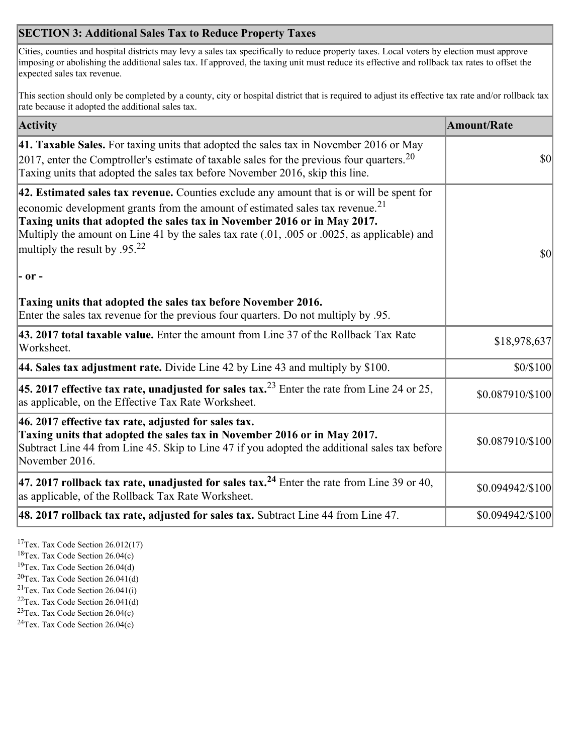## SECTION 3: Additional Sales Tax to Reduce Property Taxes

Cities, counties and hospital districts may levy a sales tax specifically to reduce property taxes. Local voters by election must approve imposing or abolishing the additional sales tax. If approved, the taxing unit must reduce its effective and rollback tax rates to offset the expected sales tax revenue.

This section should only be completed by a county, city or hospital district that is required to adjust its effective tax rate and/or rollback tax rate because it adopted the additional sales tax.

| Activity | Amount/Rate |
| --- | --- |
| **41. Taxable Sales.** For taxing units that adopted the sales tax in November 2016 or May 2017, enter the Comptroller's estimate of taxable sales for the previous four quarters.[20] Taxing units that adopted the sales tax before November 2016, skip this line. | $0 |
| **42. Estimated sales tax revenue.** Counties exclude any amount that is or will be spent for economic development grants from the amount of estimated sales tax revenue.[21] **Taxing units that adopted the sales tax in November 2016 or in May 2017.** Multiply the amount on Line 41 by the sales tax rate (.01, .005 or .0025, as applicable) and multiply the result by .95.[22] **- or -** **Taxing units that adopted the sales tax before November 2016.** Enter the sales tax revenue for the previous four quarters. Do not multiply by .95. | $0 |
| **43. 2017 total taxable value.** Enter the amount from Line 37 of the Rollback Tax Rate Worksheet. | $18,978,637 |
| **44. Sales tax adjustment rate.** Divide Line 42 by Line 43 and multiply by $100. | $0/$100 |
| **45. 2017 effective tax rate, unadjusted for sales tax.**[23] Enter the rate from Line 24 or 25, as applicable, on the Effective Tax Rate Worksheet. | $0.087910/$100 |
| **46. 2017 effective tax rate, adjusted for sales tax.** **Taxing units that adopted the sales tax in November 2016 or in May 2017.** Subtract Line 44 from Line 45. Skip to Line 47 if you adopted the additional sales tax before November 2016. | $0.087910/$100 |
| **47. 2017 rollback tax rate, unadjusted for sales tax.**[24] Enter the rate from Line 39 or 40, as applicable, of the Rollback Tax Rate Worksheet. | $0.094942/$100 |
| **48. 2017 rollback tax rate, adjusted for sales tax.** Subtract Line 44 from Line 47. | $0.094942/$100 |

[17] Tex. Tax Code Section 26.012(17)
[18] Tex. Tax Code Section 26.04(c)
[19] Tex. Tax Code Section 26.04(d)
[20] Tex. Tax Code Section 26.041(d)
[21] Tex. Tax Code Section 26.041(i)
[22] Tex. Tax Code Section 26.041(d)
[23] Tex. Tax Code Section 26.04(c)
[24] Tex. Tax Code Section 26.04(c)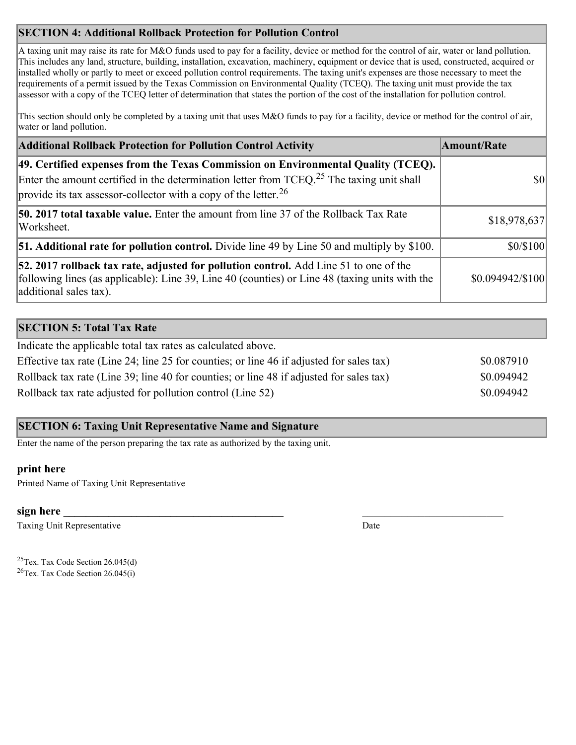## SECTION 4: Additional Rollback Protection for Pollution Control

A taxing unit may raise its rate for M&O funds used to pay for a facility, device or method for the control of air, water or land pollution. This includes any land, structure, building, installation, excavation, machinery, equipment or device that is used, constructed, acquired or installed wholly or partly to meet or exceed pollution control requirements. The taxing unit's expenses are those necessary to meet the requirements of a permit issued by the Texas Commission on Environmental Quality (TCEQ). The taxing unit must provide the tax assessor with a copy of the TCEQ letter of determination that states the portion of the cost of the installation for pollution control.

This section should only be completed by a taxing unit that uses M&O funds to pay for a facility, device or method for the control of air, water or land pollution.

| Additional Rollback Protection for Pollution Control Activity | Amount/Rate |
|---|---|
| **49. Certified expenses from the Texas Commission on Environmental Quality (TCEQ).** Enter the amount certified in the determination letter from TCEQ.[25] The taxing unit shall provide its tax assessor-collector with a copy of the letter.[26] | $0 |
| **50. 2017 total taxable value.** Enter the amount from line 37 of the Rollback Tax Rate Worksheet. | $18,978,637 |
| **51. Additional rate for pollution control.** Divide line 49 by Line 50 and multiply by $100. | $0/$100 |
| **52. 2017 rollback tax rate, adjusted for pollution control.** Add Line 51 to one of the following lines (as applicable): Line 39, Line 40 (counties) or Line 48 (taxing units with the additional sales tax). | $0.094942/$100 |

## SECTION 5: Total Tax Rate

Indicate the applicable total tax rates as calculated above.

| | |
|---|---|
| Effective tax rate (Line 24; line 25 for counties; or line 46 if adjusted for sales tax) | $0.087910 |
| Rollback tax rate (Line 39; line 40 for counties; or line 48 if adjusted for sales tax) | $0.094942 |
| Rollback tax rate adjusted for pollution control (Line 52) | $0.094942 |

## SECTION 6: Taxing Unit Representative Name and Signature

Enter the name of the person preparing the tax rate as authorized by the taxing unit.

**print here**

Printed Name of Taxing Unit Representative

**sign here** ________________________________________ ____________________________

Taxing Unit Representative Date

[25]Tex. Tax Code Section 26.045(d)
[26]Tex. Tax Code Section 26.045(i)